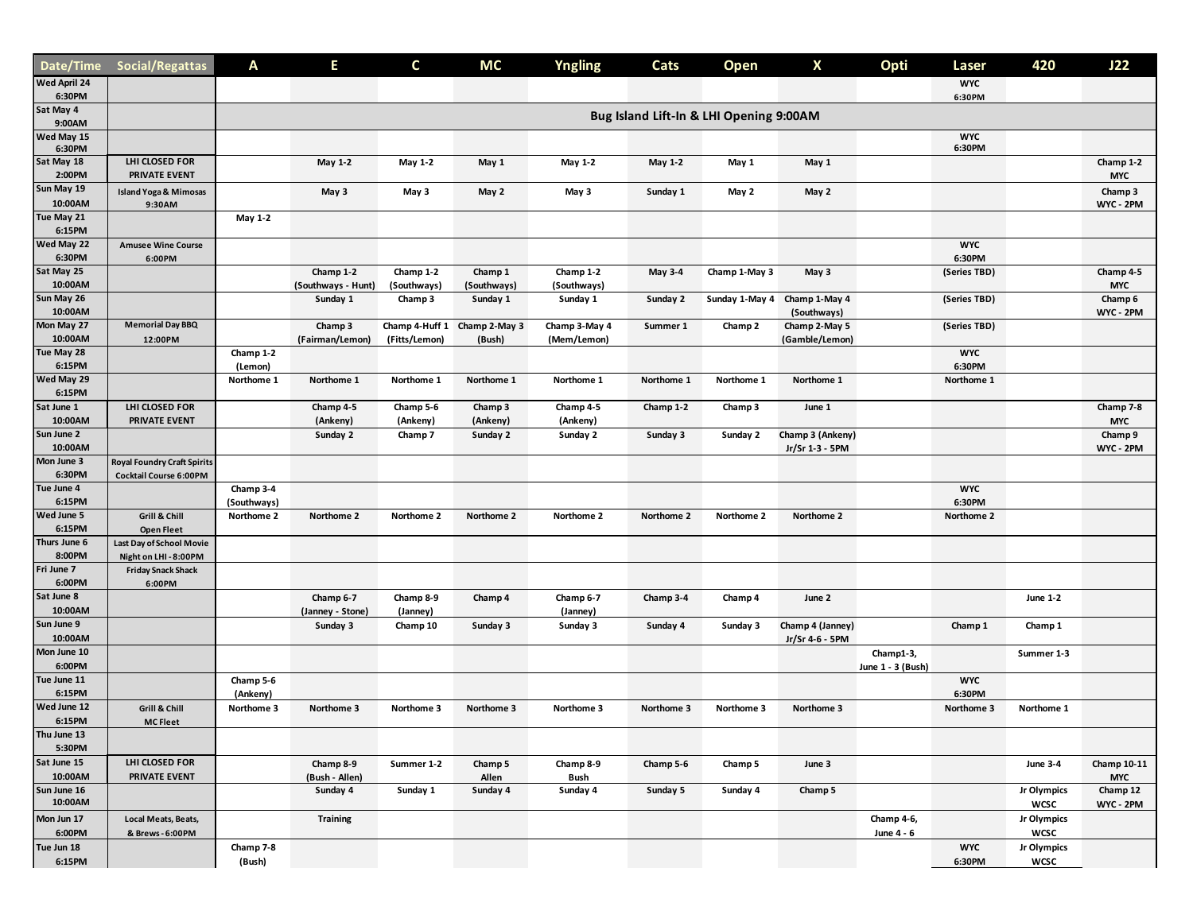| Date/Time | Social/Regattas | A | E | C | MC | Yngling | Cats | Open | X | Opti | Laser | 420 | J22 |
|---|---|---|---|---|---|---|---|---|---|---|---|---|---|
| Wed April 24 6:30PM | | | | | | | | | | | WYC 6:30PM | | |
| Sat May 4 9:00AM | | Bug Island Lift-In & LHI Opening 9:00AM | | | | | | | | | | | |
| Wed May 15 6:30PM | | | | | | | | | | | WYC 6:30PM | | |
| Sat May 18 2:00PM | LHI CLOSED FOR PRIVATE EVENT | | May 1-2 | May 1-2 | May 1 | May 1-2 | May 1-2 | May 1 | May 1 | | | | Champ 1-2 MYC |
| Sun May 19 10:00AM | Island Yoga & Mimosas 9:30AM | | May 3 | May 3 | May 2 | May 3 | Sunday 1 | May 2 | May 2 | | | | Champ 3 WYC - 2PM |
| Tue May 21 6:15PM | | May 1-2 | | | | | | | | | | | |
| Wed May 22 6:30PM | Amusee Wine Course 6:00PM | | | | | | | | | | WYC 6:30PM | | |
| Sat May 25 10:00AM | | | Champ 1-2 (Southways - Hunt) | Champ 1-2 (Southways) | Champ 1 (Southways) | Champ 1-2 (Southways) | May 3-4 | Champ 1-May 3 | May 3 | | (Series TBD) | | Champ 4-5 MYC |
| Sun May 26 10:00AM | | | Sunday 1 | Champ 3 | Sunday 1 | Sunday 1 | Sunday 2 | Sunday 1-May 4 | Champ 1-May 4 (Southways) | | (Series TBD) | | Champ 6 WYC - 2PM |
| Mon May 27 10:00AM | Memorial Day BBQ 12:00PM | | Champ 3 (Fairman/Lemon) | Champ 4-Huff 1 (Fitts/Lemon) | Champ 2-May 3 (Bush) | Champ 3-May 4 (Mem/Lemon) | Summer 1 | Champ 2 | Champ 2-May 5 (Gamble/Lemon) | | (Series TBD) | | |
| Tue May 28 6:15PM | | Champ 1-2 (Lemon) | | | | | | | | | WYC 6:30PM | | |
| Wed May 29 6:15PM | | Northome 1 | Northome 1 | Northome 1 | Northome 1 | Northome 1 | Northome 1 | Northome 1 | Northome 1 | | Northome 1 | | |
| Sat June 1 10:00AM | LHI CLOSED FOR PRIVATE EVENT | | Champ 4-5 (Ankeny) | Champ 5-6 (Ankeny) | Champ 3 (Ankeny) | Champ 4-5 (Ankeny) | Champ 1-2 | Champ 3 | June 1 | | | | Champ 7-8 MYC |
| Sun June 2 10:00AM | | | Sunday 2 | Champ 7 | Sunday 2 | Sunday 2 | Sunday 3 | Sunday 2 | Champ 3 (Ankeny) Jr/Sr 1-3 - 5PM | | | | Champ 9 WYC - 2PM |
| Mon June 3 6:30PM | Royal Foundry Craft Spirits Cocktail Course 6:00PM | | | | | | | | | | | | |
| Tue June 4 6:15PM | | Champ 3-4 (Southways) | | | | | | | | | WYC 6:30PM | | |
| Wed June 5 6:15PM | Grill & Chill Open Fleet | Northome 2 | Northome 2 | Northome 2 | Northome 2 | Northome 2 | Northome 2 | Northome 2 | Northome 2 | | Northome 2 | | |
| Thurs June 6 8:00PM | Last Day of School Movie Night on LHI - 8:00PM | | | | | | | | | | | | |
| Fri June 7 6:00PM | Friday Snack Shack 6:00PM | | | | | | | | | | | | |
| Sat June 8 10:00AM | | | Champ 6-7 (Janney - Stone) | Champ 8-9 (Janney) | Champ 4 | Champ 6-7 (Janney) | Champ 3-4 | Champ 4 | June 2 | | | June 1-2 | |
| Sun June 9 10:00AM | | | Sunday 3 | Champ 10 | Sunday 3 | Sunday 3 | Sunday 4 | Sunday 3 | Champ 4 (Janney) Jr/Sr 4-6 - 5PM | | Champ 1 | Champ 1 | |
| Mon June 10 6:00PM | | | | | | | | | | Champ1-3, June 1 - 3 (Bush) | | Summer 1-3 | |
| Tue June 11 6:15PM | | Champ 5-6 (Ankeny) | | | | | | | | | WYC 6:30PM | | |
| Wed June 12 6:15PM | Grill & Chill MC Fleet | Northome 3 | Northome 3 | Northome 3 | Northome 3 | Northome 3 | Northome 3 | Northome 3 | Northome 3 | | Northome 3 | Northome 1 | |
| Thu June 13 5:30PM | | | | | | | | | | | | | |
| Sat June 15 10:00AM | LHI CLOSED FOR PRIVATE EVENT | | Champ 8-9 (Bush - Allen) | Summer 1-2 | Champ 5 Allen | Champ 8-9 Bush | Champ 5-6 | Champ 5 | June 3 | | | June 3-4 | Champ 10-11 MYC |
| Sun June 16 10:00AM | | | Sunday 4 | Sunday 1 | Sunday 4 | Sunday 4 | Sunday 5 | Sunday 4 | Champ 5 | | | Jr Olympics WCSC | Champ 12 WYC - 2PM |
| Mon Jun 17 6:00PM | Local Meats, Beats, & Brews - 6:00PM | | Training | | | | | | | Champ 4-6, June 4 - 6 | | Jr Olympics WCSC | |
| Tue Jun 18 6:15PM | | Champ 7-8 (Bush) | | | | | | | | | WYC 6:30PM | Jr Olympics WCSC | |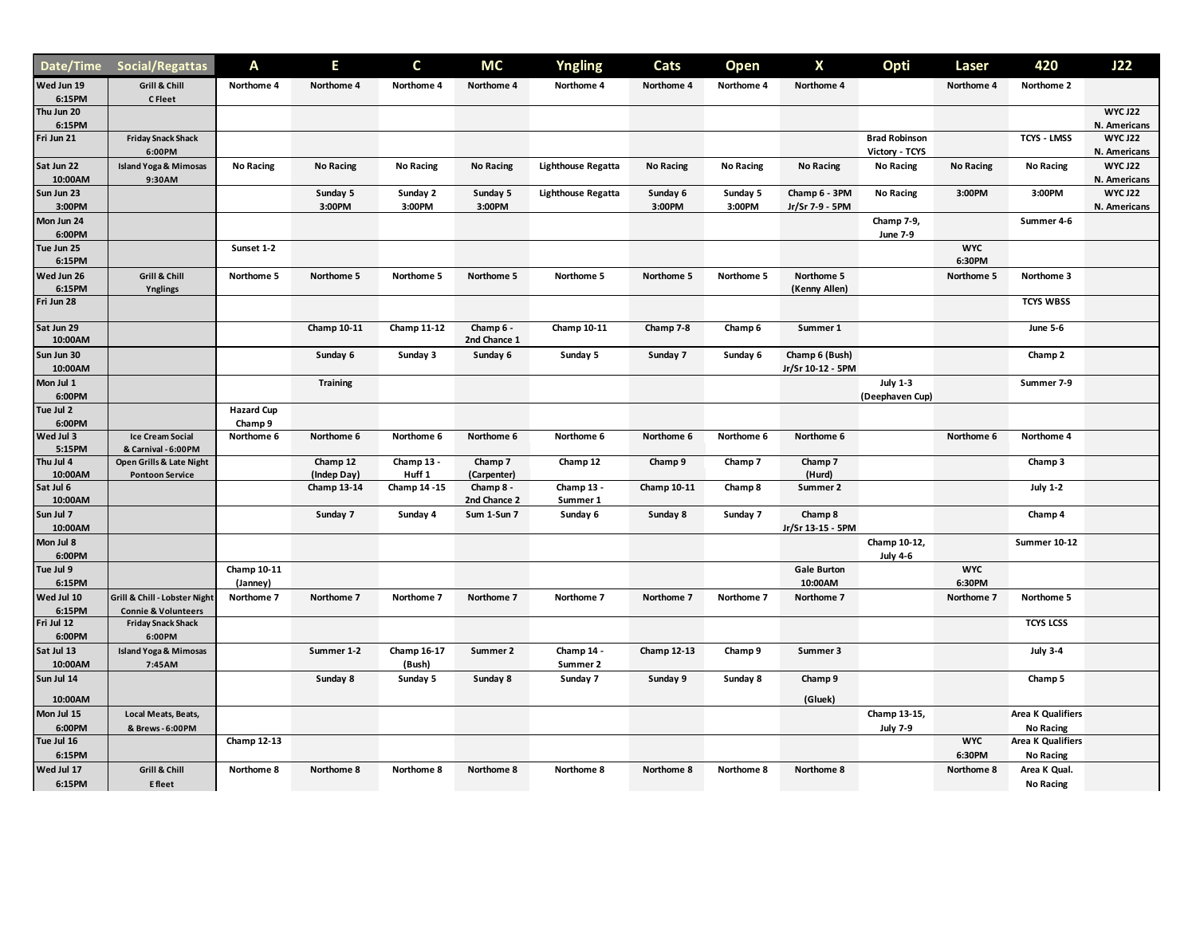| Date/Time | Social/Regattas | A | E | C | MC | Yngling | Cats | Open | X | Opti | Laser | 420 | J22 |
|---|---|---|---|---|---|---|---|---|---|---|---|---|---|
| Wed Jun 19 6:15PM | Grill & Chill C Fleet | Northome 4 | Northome 4 | Northome 4 | Northome 4 | Northome 4 | Northome 4 | Northome 4 | Northome 4 | | Northome 4 | Northome 2 | |
| Thu Jun 20 6:15PM | | | | | | | | | | | | | WYC J22 N. Americans |
| Fri Jun 21 | Friday Snack Shack 6:00PM | | | | | | | | | Brad Robinson Victory - TCYS | | TCYS - LMSS | WYC J22 N. Americans |
| Sat Jun 22 10:00AM | Island Yoga & Mimosas 9:30AM | No Racing | No Racing | No Racing | No Racing | Lighthouse Regatta | No Racing | No Racing | No Racing | No Racing | No Racing | No Racing | WYC J22 N. Americans |
| Sun Jun 23 3:00PM | | | Sunday 5 3:00PM | Sunday 2 3:00PM | Sunday 5 3:00PM | Lighthouse Regatta | Sunday 6 3:00PM | Sunday 5 3:00PM | Champ 6 - 3PM Jr/Sr 7-9 - 5PM | No Racing | 3:00PM | 3:00PM | WYC J22 N. Americans |
| Mon Jun 24 6:00PM | | | | | | | | | | Champ 7-9, June 7-9 | | Summer 4-6 | |
| Tue Jun 25 6:15PM | | Sunset 1-2 | | | | | | | | | WYC 6:30PM | | |
| Wed Jun 26 6:15PM | Grill & Chill Ynglings | Northome 5 | Northome 5 | Northome 5 | Northome 5 | Northome 5 | Northome 5 | Northome 5 | Northome 5 (Kenny Allen) | | Northome 5 | Northome 3 | |
| Fri Jun 28 | | | | | | | | | | | | TCYS WBSS | |
| Sat Jun 29 10:00AM | | | Champ 10-11 | Champ 11-12 | Champ 6 - 2nd Chance 1 | Champ 10-11 | Champ 7-8 | Champ 6 | Summer 1 | | | June 5-6 | |
| Sun Jun 30 10:00AM | | | Sunday 6 | Sunday 3 | Sunday 6 | Sunday 5 | Sunday 7 | Sunday 6 | Champ 6 (Bush) Jr/Sr 10-12 - 5PM | | | Champ 2 | |
| Mon Jul 1 6:00PM | | | Training | | | | | | | July 1-3 (Deephaven Cup) | | Summer 7-9 | |
| Tue Jul 2 6:00PM | | Hazard Cup Champ 9 | | | | | | | | | | | |
| Wed Jul 3 5:15PM | Ice Cream Social & Carnival - 6:00PM | Northome 6 | Northome 6 | Northome 6 | Northome 6 | Northome 6 | Northome 6 | Northome 6 | Northome 6 | | Northome 6 | Northome 4 | |
| Thu Jul 4 10:00AM | Open Grills & Late Night Pontoon Service | | Champ 12 (Indep Day) | Champ 13 - Huff 1 | Champ 7 (Carpenter) | Champ 12 | Champ 9 | Champ 7 | Champ 7 (Hurd) | | | Champ 3 | |
| Sat Jul 6 10:00AM | | | Champ 13-14 | Champ 14 -15 | Champ 8 - 2nd Chance 2 | Champ 13 - Summer 1 | Champ 10-11 | Champ 8 | Summer 2 | | | July 1-2 | |
| Sun Jul 7 10:00AM | | | Sunday 7 | Sunday 4 | Sum 1-Sun 7 | Sunday 6 | Sunday 8 | Sunday 7 | Champ 8 Jr/Sr 13-15 - 5PM | | | Champ 4 | |
| Mon Jul 8 6:00PM | | | | | | | | | | Champ 10-12, July 4-6 | | Summer 10-12 | |
| Tue Jul 9 6:15PM | | Champ 10-11 (Janney) | | | | | | | Gale Burton 10:00AM | | WYC 6:30PM | | |
| Wed Jul 10 6:15PM | Grill & Chill - Lobster Night Connie & Volunteers | Northome 7 | Northome 7 | Northome 7 | Northome 7 | Northome 7 | Northome 7 | Northome 7 | Northome 7 | | Northome 7 | Northome 5 | |
| Fri Jul 12 6:00PM | Friday Snack Shack 6:00PM | | | | | | | | | | | TCYS LCSS | |
| Sat Jul 13 10:00AM | Island Yoga & Mimosas 7:45AM | | Summer 1-2 | Champ 16-17 (Bush) | Summer 2 | Champ 14 - Summer 2 | Champ 12-13 | Champ 9 | Summer 3 | | | July 3-4 | |
| Sun Jul 14 10:00AM | | | Sunday 8 | Sunday 5 | Sunday 8 | Sunday 7 | Sunday 9 | Sunday 8 | Champ 9 (Gluek) | | | Champ 5 | |
| Mon Jul 15 6:00PM | Local Meats, Beats, & Brews - 6:00PM | | | | | | | | | Champ 13-15, July 7-9 | | Area K Qualifiers No Racing | |
| Tue Jul 16 6:15PM | | Champ 12-13 | | | | | | | | | WYC 6:30PM | Area K Qualifiers No Racing | |
| Wed Jul 17 6:15PM | Grill & Chill E fleet | Northome 8 | Northome 8 | Northome 8 | Northome 8 | Northome 8 | Northome 8 | Northome 8 | Northome 8 | | Northome 8 | Area K Qual. No Racing | |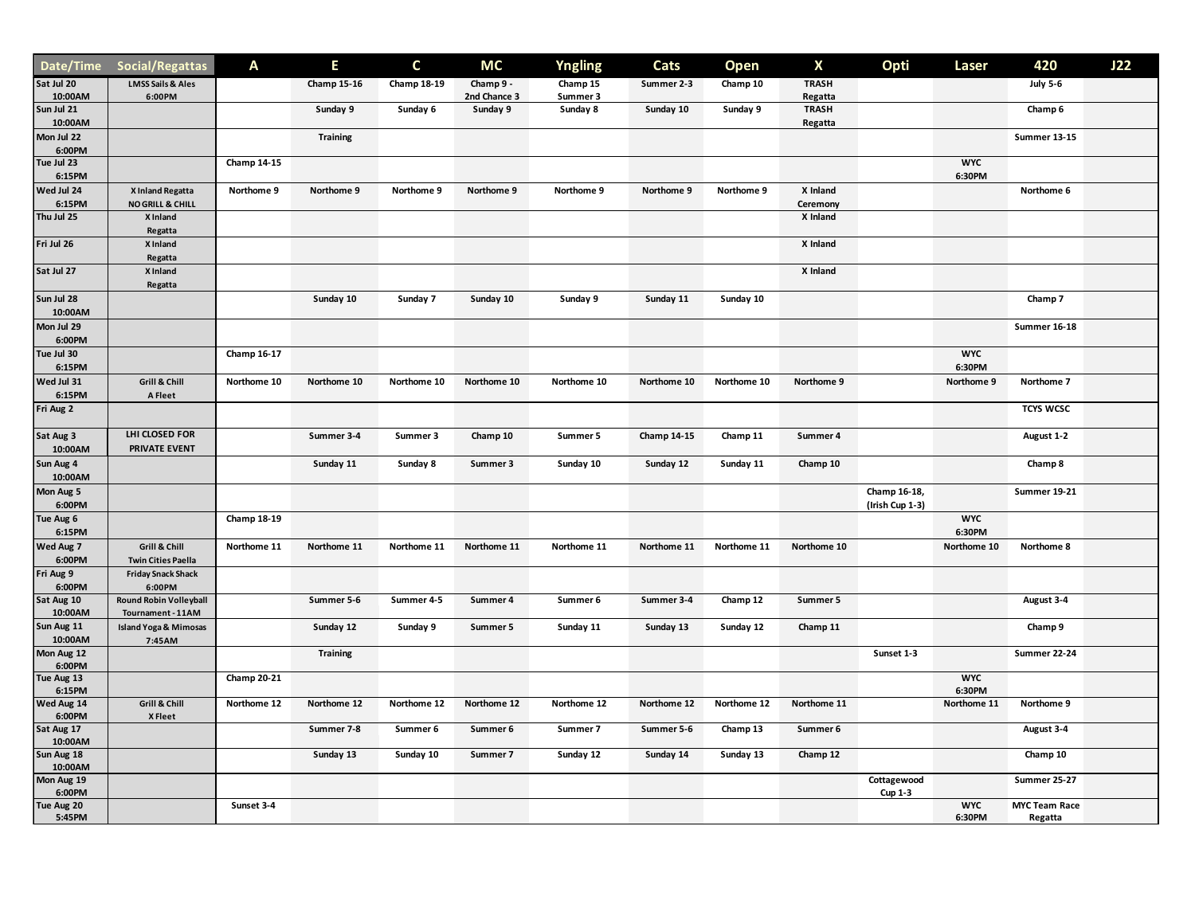| Date/Time | Social/Regattas | A | E | C | MC | Yngling | Cats | Open | X | Opti | Laser | 420 | J22 |
|---|---|---|---|---|---|---|---|---|---|---|---|---|---|
| Sat Jul 20 10:00AM | LMSS Sails & Ales 6:00PM | | Champ 15-16 | Champ 18-19 | Champ 9 - 2nd Chance 3 | Champ 15 Summer 3 | Summer 2-3 | Champ 10 | TRASH Regatta | | | July 5-6 | |
| Sun Jul 21 10:00AM | | | Sunday 9 | Sunday 6 | Sunday 9 | Sunday 8 | Sunday 10 | Sunday 9 | TRASH Regatta | | | Champ 6 | |
| Mon Jul 22 6:00PM | | | Training | | | | | | | | | Summer 13-15 | |
| Tue Jul 23 6:15PM | | Champ 14-15 | | | | | | | | | WYC 6:30PM | | |
| Wed Jul 24 6:15PM | X Inland Regatta NO GRILL & CHILL | Northome 9 | Northome 9 | Northome 9 | Northome 9 | Northome 9 | Northome 9 | Northome 9 | X Inland Ceremony | | | Northome 6 | |
| Thu Jul 25 | X Inland Regatta | | | | | | | | X Inland | | | | |
| Fri Jul 26 | X Inland Regatta | | | | | | | | X Inland | | | | |
| Sat Jul 27 | X Inland Regatta | | | | | | | | X Inland | | | | |
| Sun Jul 28 10:00AM | | | Sunday 10 | Sunday 7 | Sunday 10 | Sunday 9 | Sunday 11 | Sunday 10 | | | | Champ 7 | |
| Mon Jul 29 6:00PM | | | | | | | | | | | | Summer 16-18 | |
| Tue Jul 30 6:15PM | | Champ 16-17 | | | | | | | | | WYC 6:30PM | | |
| Wed Jul 31 6:15PM | Grill & Chill A Fleet | Northome 10 | Northome 10 | Northome 10 | Northome 10 | Northome 10 | Northome 10 | Northome 10 | Northome 9 | | Northome 9 | Northome 7 | |
| Fri Aug 2 | | | | | | | | | | | | TCYS WCSC | |
| Sat Aug 3 10:00AM | LHI CLOSED FOR PRIVATE EVENT | | Summer 3-4 | Summer 3 | Champ 10 | Summer 5 | Champ 14-15 | Champ 11 | Summer 4 | | | August 1-2 | |
| Sun Aug 4 10:00AM | | | Sunday 11 | Sunday 8 | Summer 3 | Sunday 10 | Sunday 12 | Sunday 11 | Champ 10 | | | Champ 8 | |
| Mon Aug 5 6:00PM | | | | | | | | | | Champ 16-18, (Irish Cup 1-3) | | Summer 19-21 | |
| Tue Aug 6 6:15PM | | Champ 18-19 | | | | | | | | | WYC 6:30PM | | |
| Wed Aug 7 6:00PM | Grill & Chill Twin Cities Paella | Northome 11 | Northome 11 | Northome 11 | Northome 11 | Northome 11 | Northome 11 | Northome 11 | Northome 10 | | Northome 10 | Northome 8 | |
| Fri Aug 9 6:00PM | Friday Snack Shack 6:00PM | | | | | | | | | | | | |
| Sat Aug 10 10:00AM | Round Robin Volleyball Tournament - 11AM | | Summer 5-6 | Summer 4-5 | Summer 4 | Summer 6 | Summer 3-4 | Champ 12 | Summer 5 | | | August 3-4 | |
| Sun Aug 11 10:00AM | Island Yoga & Mimosas 7:45AM | | Sunday 12 | Sunday 9 | Summer 5 | Sunday 11 | Sunday 13 | Sunday 12 | Champ 11 | | | Champ 9 | |
| Mon Aug 12 6:00PM | | | Training | | | | | | | Sunset 1-3 | | Summer 22-24 | |
| Tue Aug 13 6:15PM | | Champ 20-21 | | | | | | | | | WYC 6:30PM | | |
| Wed Aug 14 6:00PM | Grill & Chill X Fleet | Northome 12 | Northome 12 | Northome 12 | Northome 12 | Northome 12 | Northome 12 | Northome 12 | Northome 11 | | Northome 11 | Northome 9 | |
| Sat Aug 17 10:00AM | | | Summer 7-8 | Summer 6 | Summer 6 | Summer 7 | Summer 5-6 | Champ 13 | Summer 6 | | | August 3-4 | |
| Sun Aug 18 10:00AM | | | Sunday 13 | Sunday 10 | Summer 7 | Sunday 12 | Sunday 14 | Sunday 13 | Champ 12 | | | Champ 10 | |
| Mon Aug 19 6:00PM | | | | | | | | | | Cottagewood Cup 1-3 | | Summer 25-27 | |
| Tue Aug 20 5:45PM | | Sunset 3-4 | | | | | | | | | WYC 6:30PM | MYC Team Race Regatta | |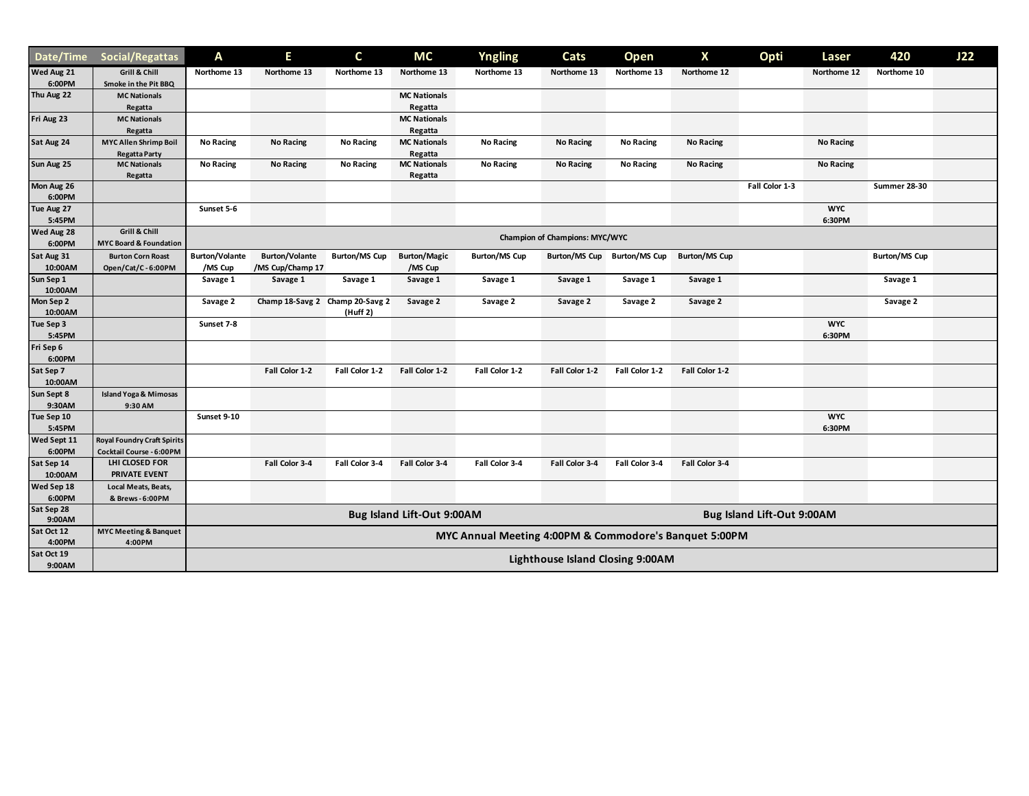| Date/Time | Social/Regattas | A | E | C | MC | Yngling | Cats | Open | X | Opti | Laser | 420 | J22 |
|---|---|---|---|---|---|---|---|---|---|---|---|---|---|
| Wed Aug 21 6:00PM | Grill & Chill Smoke in the Pit BBQ | Northome 13 | Northome 13 | Northome 13 | Northome 13 | Northome 13 | Northome 13 | Northome 13 | Northome 12 | | Northome 12 | Northome 10 | |
| Thu Aug 22 | MC Nationals Regatta | | | | MC Nationals Regatta | | | | | | | | |
| Fri Aug 23 | MC Nationals Regatta | | | | MC Nationals Regatta | | | | | | | | |
| Sat Aug 24 | MYC Allen Shrimp Boil Regatta Party | No Racing | No Racing | No Racing | MC Nationals Regatta | No Racing | No Racing | No Racing | No Racing | | No Racing | | |
| Sun Aug 25 | MC Nationals Regatta | No Racing | No Racing | No Racing | MC Nationals Regatta | No Racing | No Racing | No Racing | No Racing | | No Racing | | |
| Mon Aug 26 6:00PM | | | | | | | | | | Fall Color 1-3 | | Summer 28-30 | |
| Tue Aug 27 5:45PM | | Sunset 5-6 | | | | | | | | | WYC 6:30PM | | |
| Wed Aug 28 6:00PM | Grill & Chill MYC Board & Foundation | Champion of Champions: MYC/WYC | | | | | | | | | | | |
| Sat Aug 31 10:00AM | Burton Corn Roast Open/Cat/C - 6:00PM | Burton/Volante /MS Cup | Burton/Volante /MS Cup/Champ 17 | Burton/MS Cup | Burton/Magic /MS Cup | Burton/MS Cup | Burton/MS Cup | Burton/MS Cup | Burton/MS Cup | | | Burton/MS Cup | |
| Sun Sep 1 10:00AM | | Savage 1 | Savage 1 | Savage 1 | Savage 1 | Savage 1 | Savage 1 | Savage 1 | Savage 1 | | | Savage 1 | |
| Mon Sep 2 10:00AM | | Savage 2 | Champ 18-Savg 2 | Champ 20-Savg 2 (Huff 2) | Savage 2 | Savage 2 | Savage 2 | Savage 2 | Savage 2 | | | Savage 2 | |
| Tue Sep 3 5:45PM | | Sunset 7-8 | | | | | | | | | WYC 6:30PM | | |
| Fri Sep 6 6:00PM | | | | | | | | | | | | | |
| Sat Sep 7 10:00AM | | | Fall Color 1-2 | Fall Color 1-2 | Fall Color 1-2 | Fall Color 1-2 | Fall Color 1-2 | Fall Color 1-2 | Fall Color 1-2 | | | | |
| Sun Sept 8 9:30AM | Island Yoga & Mimosas 9:30 AM | | | | | | | | | | | | |
| Tue Sep 10 5:45PM | | Sunset 9-10 | | | | | | | | | WYC 6:30PM | | |
| Wed Sept 11 6:00PM | Royal Foundry Craft Spirits Cocktail Course - 6:00PM | | | | | | | | | | | | |
| Sat Sep 14 10:00AM | LHI CLOSED FOR PRIVATE EVENT | | Fall Color 3-4 | Fall Color 3-4 | Fall Color 3-4 | Fall Color 3-4 | Fall Color 3-4 | Fall Color 3-4 | Fall Color 3-4 | | | | |
| Wed Sep 18 6:00PM | Local Meats, Beats, & Brews - 6:00PM | | | | | | | | | | | | |
| Sat Sep 28 9:00AM | | Bug Island Lift-Out 9:00AM | | | | | | | Bug Island Lift-Out 9:00AM | | | | |
| Sat Oct 12 4:00PM | MYC Meeting & Banquet 4:00PM | MYC Annual Meeting 4:00PM & Commodore's Banquet 5:00PM | | | | | | | | | | | |
| Sat Oct 19 9:00AM | | Lighthouse Island Closing 9:00AM | | | | | | | | | | | |